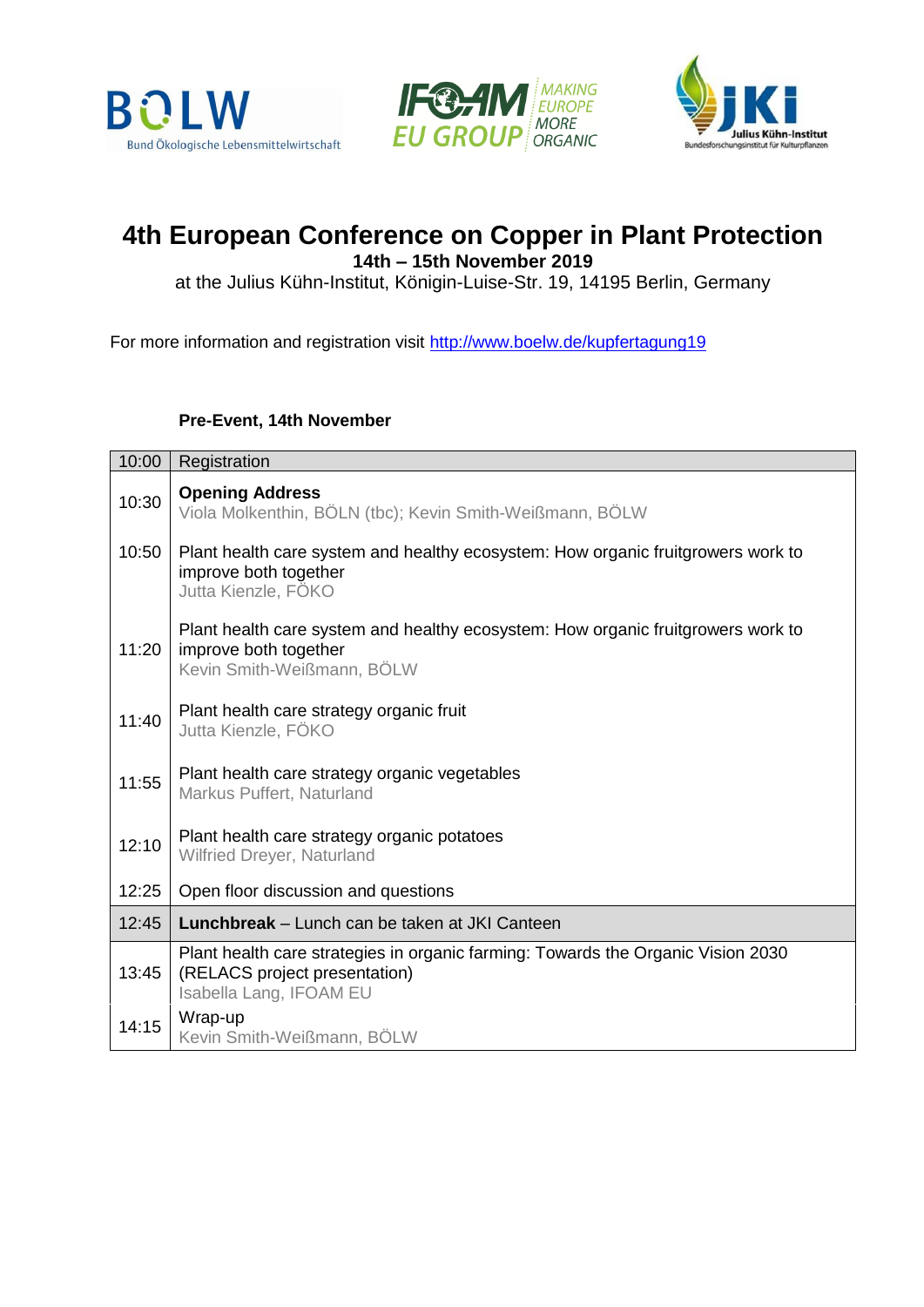# 4th European Conference on Copper in Plant Protection

**14th – 15th November 2019**

at the Julius Kühn-Institut, Königin-Luise-Str. 19, 14195 Berlin, Germany

For more information and registration visit http://www.boelw.de/kupfertagung19

**Pre-Event, 14th November**

| Time | Programme |
|---|---|
| 10:00 | Registration |
| 10:30 | **Opening Address**<br>Viola Molkenthin, BÖLN (tbc); Kevin Smith-Weißmann, BÖLW |
| 10:50 | Plant health care system and healthy ecosystem: How organic fruitgrowers work to improve both together<br>Jutta Kienzle, FÖKO |
| 11:20 | Plant health care system and healthy ecosystem: How organic fruitgrowers work to improve both together<br>Kevin Smith-Weißmann, BÖLW |
| 11:40 | Plant health care strategy organic fruit<br>Jutta Kienzle, FÖKO |
| 11:55 | Plant health care strategy organic vegetables<br>Markus Puffert, Naturland |
| 12:10 | Plant health care strategy organic potatoes<br>Wilfried Dreyer, Naturland |
| 12:25 | Open floor discussion and questions |
| 12:45 | **Lunchbreak** – Lunch can be taken at JKI Canteen |
| 13:45 | Plant health care strategies in organic farming: Towards the Organic Vision 2030 (RELACS project presentation)<br>Isabella Lang, IFOAM EU |
| 14:15 | Wrap-up<br>Kevin Smith-Weißmann, BÖLW |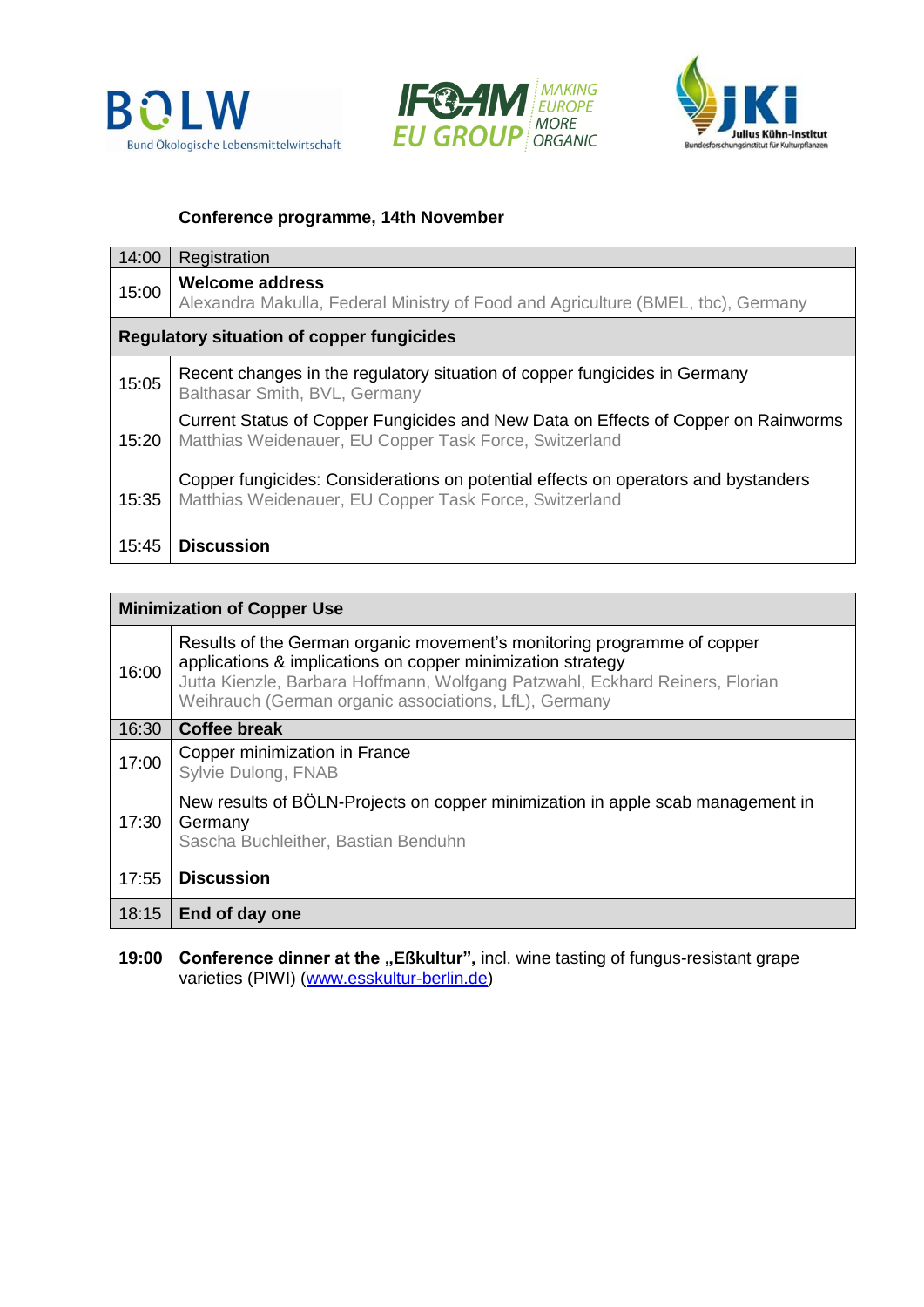### Conference programme, 14th November

| | |
|---|---|
| 14:00 | Registration |
| 15:00 | **Welcome address**<br>Alexandra Makulla, Federal Ministry of Food and Agriculture (BMEL, tbc), Germany |
| **Regulatory situation of copper fungicides** | |
| 15:05 | Recent changes in the regulatory situation of copper fungicides in Germany<br>Balthasar Smith, BVL, Germany |
| 15:20 | Current Status of Copper Fungicides and New Data on Effects of Copper on Rainworms<br>Matthias Weidenauer, EU Copper Task Force, Switzerland |
| 15:35 | Copper fungicides: Considerations on potential effects on operators and bystanders<br>Matthias Weidenauer, EU Copper Task Force, Switzerland |
| 15:45 | **Discussion** |

| | |
|---|---|
| **Minimization of Copper Use** | |
| 16:00 | Results of the German organic movement's monitoring programme of copper applications & implications on copper minimization strategy<br>Jutta Kienzle, Barbara Hoffmann, Wolfgang Patzwahl, Eckhard Reiners, Florian Weihrauch (German organic associations, LfL), Germany |
| 16:30 | **Coffee break** |
| 17:00 | Copper minimization in France<br>Sylvie Dulong, FNAB |
| 17:30 | New results of BÖLN-Projects on copper minimization in apple scab management in Germany<br>Sascha Buchleither, Bastian Benduhn |
| 17:55 | **Discussion** |
| 18:15 | **End of day one** |

**19:00** **Conference dinner at the „Eßkultur",** incl. wine tasting of fungus-resistant grape varieties (PIWI) (www.esskultur-berlin.de)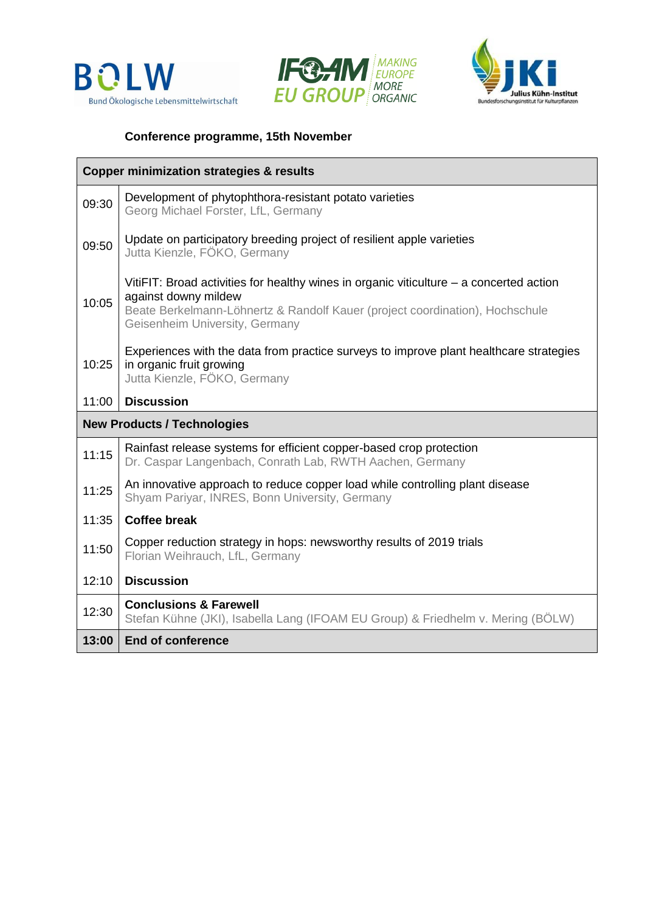BOLW
Bund Ökologische Lebensmittelwirtschaft

IFOAM EU GROUP — MAKING EUROPE MORE ORGANIC

JKI Julius Kühn-Institut
Bundesforschungsinstitut für Kulturpflanzen

**Conference programme, 15th November**

| Copper minimization strategies & results | |
|---|---|
| 09:30 | Development of phytophthora-resistant potato varieties<br>Georg Michael Forster, LfL, Germany |
| 09:50 | Update on participatory breeding project of resilient apple varieties<br>Jutta Kienzle, FÖKO, Germany |
| 10:05 | VitiFIT: Broad activities for healthy wines in organic viticulture – a concerted action against downy mildew<br>Beate Berkelmann-Löhnertz & Randolf Kauer (project coordination), Hochschule Geisenheim University, Germany |
| 10:25 | Experiences with the data from practice surveys to improve plant healthcare strategies in organic fruit growing<br>Jutta Kienzle, FÖKO, Germany |
| 11:00 | **Discussion** |
| **New Products / Technologies** | |
| 11:15 | Rainfast release systems for efficient copper-based crop protection<br>Dr. Caspar Langenbach, Conrath Lab, RWTH Aachen, Germany |
| 11:25 | An innovative approach to reduce copper load while controlling plant disease<br>Shyam Pariyar, INRES, Bonn University, Germany |
| 11:35 | **Coffee break** |
| 11:50 | Copper reduction strategy in hops: newsworthy results of 2019 trials<br>Florian Weihrauch, LfL, Germany |
| 12:10 | **Discussion** |
| 12:30 | **Conclusions & Farewell**<br>Stefan Kühne (JKI), Isabella Lang (IFOAM EU Group) & Friedhelm v. Mering (BÖLW) |
| **13:00** | **End of conference** |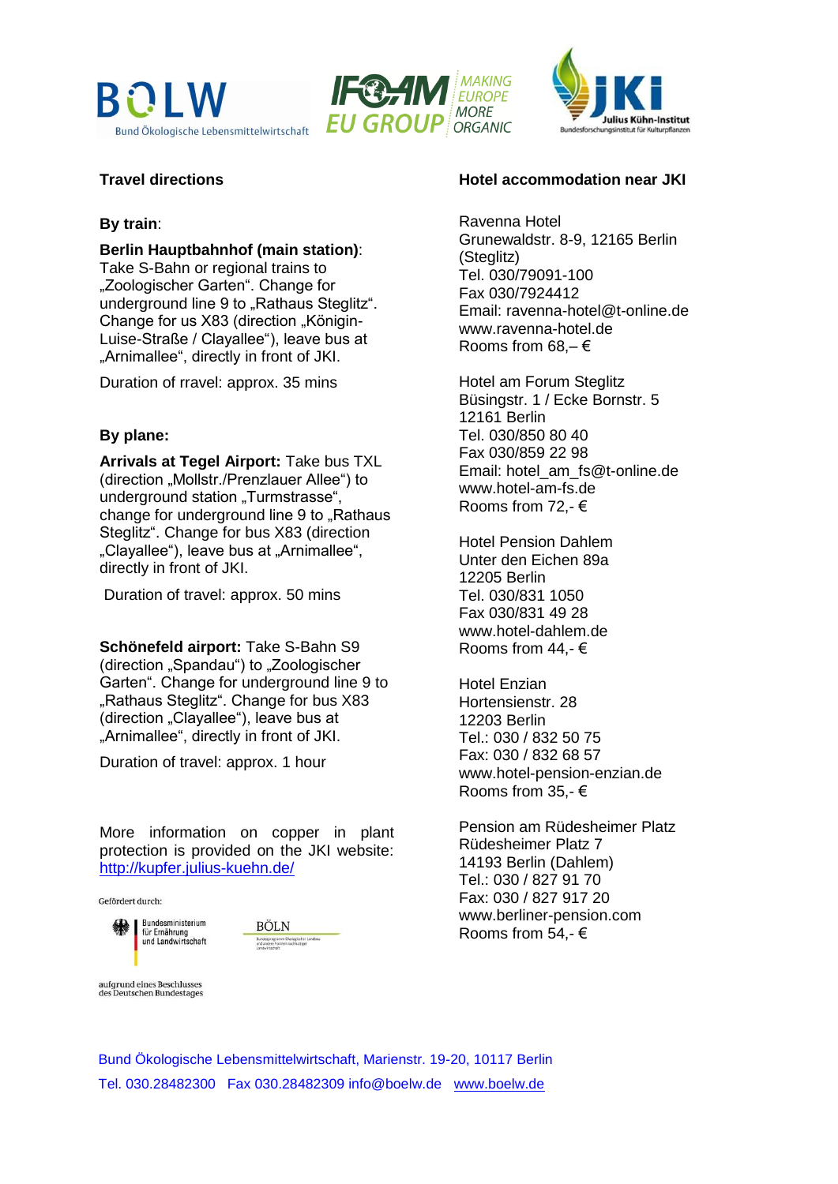## Travel directions

**By train**:

**Berlin Hauptbahnhof (main station)**: Take S-Bahn or regional trains to „Zoologischer Garten". Change for underground line 9 to „Rathaus Steglitz". Change for us X83 (direction „Königin-Luise-Straße / Clayallee"), leave bus at „Arnimallee", directly in front of JKI.

Duration of rravel: approx. 35 mins

**By plane:**

**Arrivals at Tegel Airport:** Take bus TXL (direction „Mollstr./Prenzlauer Allee") to underground station „Turmstrasse", change for underground line 9 to „Rathaus Steglitz". Change for bus X83 (direction „Clayallee"), leave bus at „Arnimallee", directly in front of JKI.

Duration of travel: approx. 50 mins

**Schönefeld airport:** Take S-Bahn S9 (direction „Spandau") to „Zoologischer Garten". Change for underground line 9 to „Rathaus Steglitz". Change for bus X83 (direction „Clayallee"), leave bus at „Arnimallee", directly in front of JKI.

Duration of travel: approx. 1 hour

More information on copper in plant protection is provided on the JKI website: http://kupfer.julius-kuehn.de/

Gefördert durch:

Bundesministerium für Ernährung und Landwirtschaft

BÖLN

aufgrund eines Beschlusses des Deutschen Bundestages

## Hotel accommodation near JKI

Ravenna Hotel
Grunewaldstr. 8-9, 12165 Berlin (Steglitz)
Tel. 030/79091-100
Fax 030/7924412
Email: ravenna-hotel@t-online.de
www.ravenna-hotel.de
Rooms from 68,– €

Hotel am Forum Steglitz
Büsingstr. 1 / Ecke Bornstr. 5
12161 Berlin
Tel. 030/850 80 40
Fax 030/859 22 98
Email: hotel_am_fs@t-online.de
www.hotel-am-fs.de
Rooms from 72,- €

Hotel Pension Dahlem
Unter den Eichen 89a
12205 Berlin
Tel. 030/831 1050
Fax 030/831 49 28
www.hotel-dahlem.de
Rooms from 44,- €

Hotel Enzian
Hortensienstr. 28
12203 Berlin
Tel.: 030 / 832 50 75
Fax: 030 / 832 68 57
www.hotel-pension-enzian.de
Rooms from 35,- €

Pension am Rüdesheimer Platz
Rüdesheimer Platz 7
14193 Berlin (Dahlem)
Tel.: 030 / 827 91 70
Fax: 030 / 827 917 20
www.berliner-pension.com
Rooms from 54,- €

Bund Ökologische Lebensmittelwirtschaft, Marienstr. 19-20, 10117 Berlin
Tel. 030.28482300 Fax 030.28482309 info@boelw.de www.boelw.de